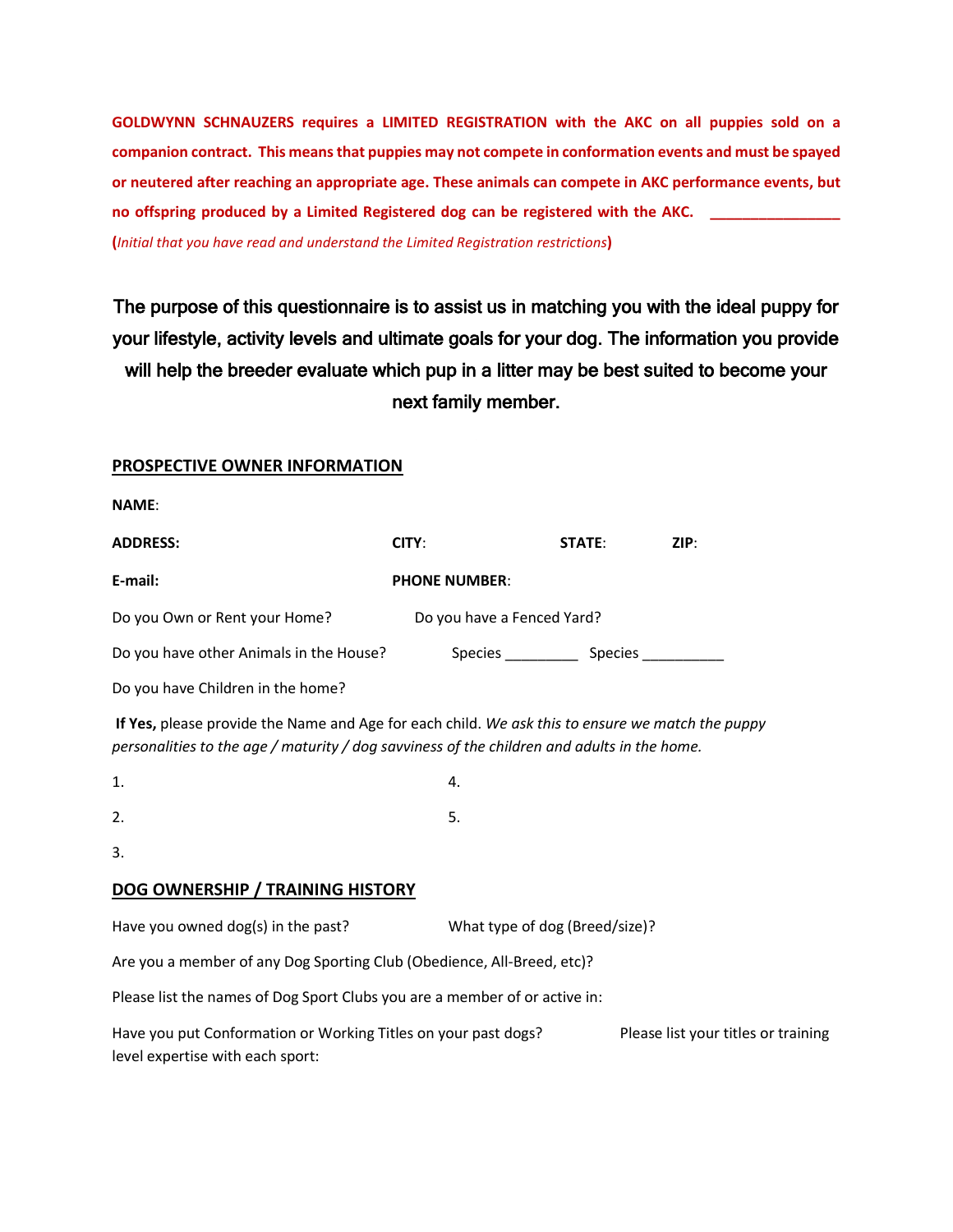**GOLDWYNN SCHNAUZERS requires a LIMITED REGISTRATION with the AKC on all puppies sold on a companion contract. This means that puppies may not compete in conformation events and must be spayed or neutered after reaching an appropriate age. These animals can compete in AKC performance events, but no offspring produced by a Limited Registered dog can be registered with the AKC. ________________**

**(***Initial that you have read and understand the Limited Registration restrictions***)**

**The purpose of this questionnaire is to assist us in matching you with the ideal puppy for your lifestyle, activity levels and ultimate goals for your dog. The information you provide will help the breeder evaluate which pup in a litter may be best suited to become your next family member.**

## PROSPECTIVE OWNER INFORMATION

**NAME**:

**ADDRESS:** **CITY**: **STATE**: **ZIP**:

**E-mail:** **PHONE NUMBER**:

Do you Own or Rent your Home? Do you have a Fenced Yard?

Do you have other Animals in the House? Species _________ Species __________

Do you have Children in the home?

**If Yes,** please provide the Name and Age for each child. *We ask this to ensure we match the puppy personalities to the age / maturity / dog savviness of the children and adults in the home.*

1.

2.

3.

4.

5.

## DOG OWNERSHIP / TRAINING HISTORY

Have you owned dog(s) in the past? What type of dog (Breed/size)?

Are you a member of any Dog Sporting Club (Obedience, All-Breed, etc)?

Please list the names of Dog Sport Clubs you are a member of or active in:

Have you put Conformation or Working Titles on your past dogs? Please list your titles or training level expertise with each sport: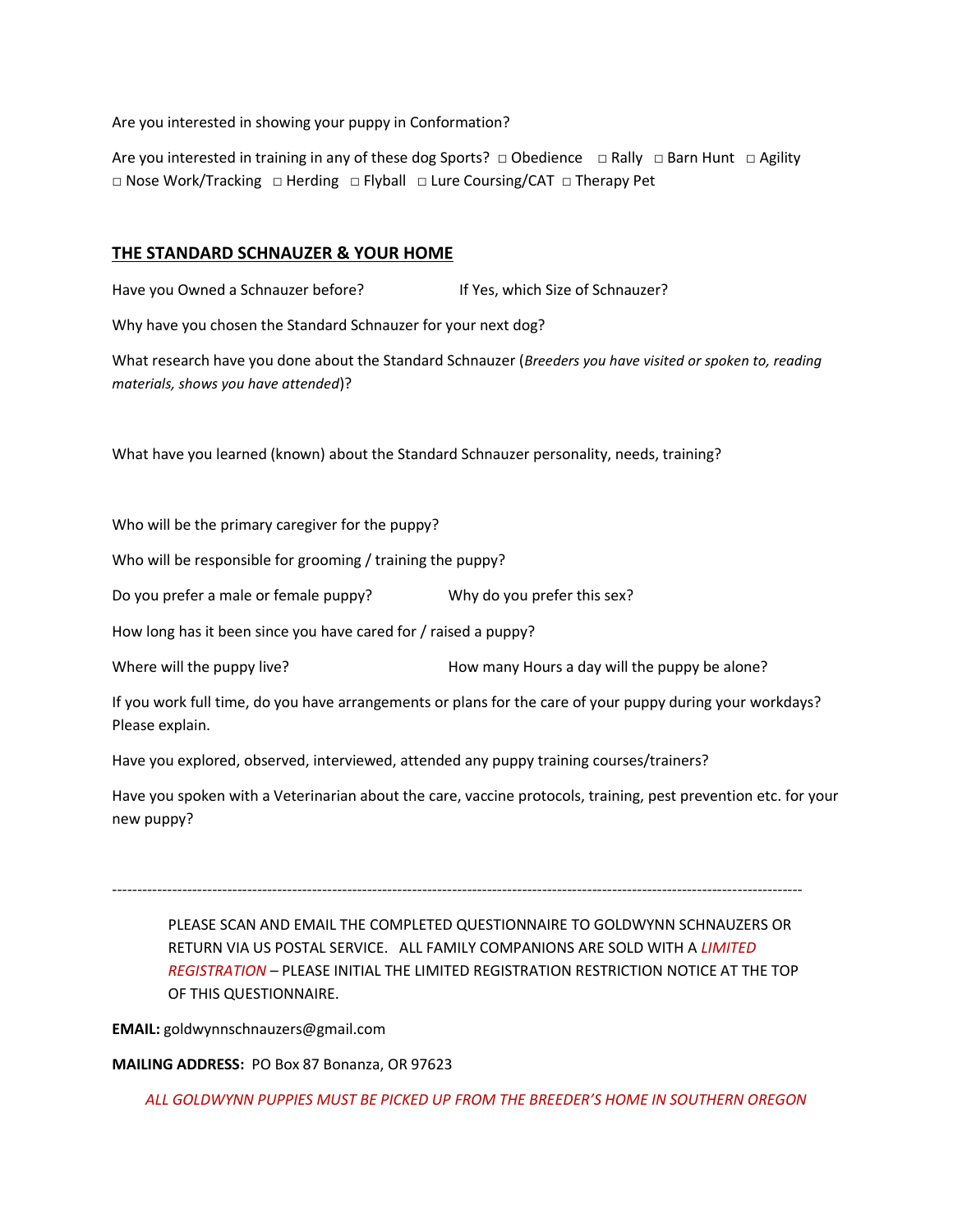Are you interested in showing your puppy in Conformation?

Are you interested in training in any of these dog Sports? □ Obedience □ Rally □ Barn Hunt □ Agility □ Nose Work/Tracking □ Herding □ Flyball □ Lure Coursing/CAT □ Therapy Pet

## <u>THE STANDARD SCHNAUZER & YOUR HOME</u>

Have you Owned a Schnauzer before? If Yes, which Size of Schnauzer?

Why have you chosen the Standard Schnauzer for your next dog?

What research have you done about the Standard Schnauzer (*Breeders you have visited or spoken to, reading materials, shows you have attended*)?

What have you learned (known) about the Standard Schnauzer personality, needs, training?

Who will be the primary caregiver for the puppy?

Who will be responsible for grooming / training the puppy?

Do you prefer a male or female puppy? Why do you prefer this sex?

How long has it been since you have cared for / raised a puppy?

Where will the puppy live? How many Hours a day will the puppy be alone?

If you work full time, do you have arrangements or plans for the care of your puppy during your workdays? Please explain.

Have you explored, observed, interviewed, attended any puppy training courses/trainers?

Have you spoken with a Veterinarian about the care, vaccine protocols, training, pest prevention etc. for your new puppy?

---

PLEASE SCAN AND EMAIL THE COMPLETED QUESTIONNAIRE TO GOLDWYNN SCHNAUZERS OR RETURN VIA US POSTAL SERVICE. ALL FAMILY COMPANIONS ARE SOLD WITH A *LIMITED REGISTRATION* – PLEASE INITIAL THE LIMITED REGISTRATION RESTRICTION NOTICE AT THE TOP OF THIS QUESTIONNAIRE.

**EMAIL:** goldwynnschnauzers@gmail.com

**MAILING ADDRESS:** PO Box 87 Bonanza, OR 97623

*ALL GOLDWYNN PUPPIES MUST BE PICKED UP FROM THE BREEDER'S HOME IN SOUTHERN OREGON*